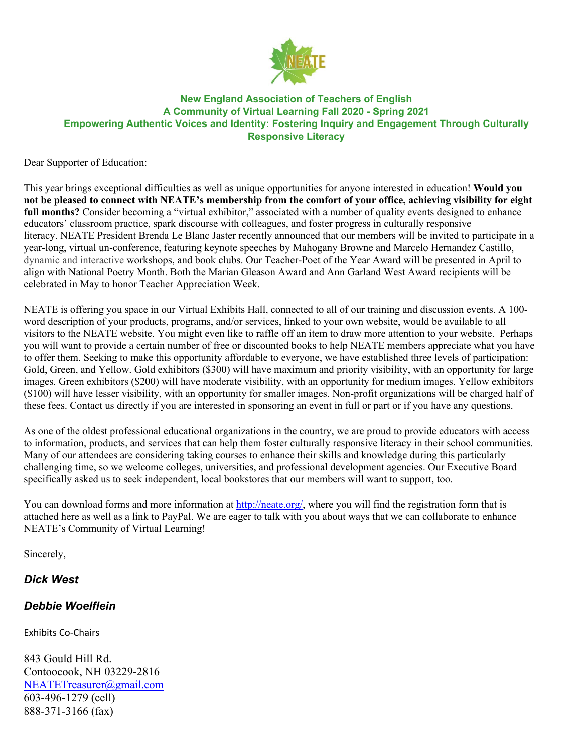**New England Association of Teachers of English**
**A Community of Virtual Learning Fall 2020 - Spring 2021**
**Empowering Authentic Voices and Identity: Fostering Inquiry and Engagement Through Culturally Responsive Literacy**

Dear Supporter of Education:

This year brings exceptional difficulties as well as unique opportunities for anyone interested in education! **Would you not be pleased to connect with NEATE's membership from the comfort of your office, achieving visibility for eight full months?** Consider becoming a "virtual exhibitor," associated with a number of quality events designed to enhance educators' classroom practice, spark discourse with colleagues, and foster progress in culturally responsive literacy. NEATE President Brenda Le Blanc Jaster recently announced that our members will be invited to participate in a year-long, virtual un-conference, featuring keynote speeches by Mahogany Browne and Marcelo Hernandez Castillo, dynamic and interactive workshops, and book clubs. Our Teacher-Poet of the Year Award will be presented in April to align with National Poetry Month. Both the Marian Gleason Award and Ann Garland West Award recipients will be celebrated in May to honor Teacher Appreciation Week.

NEATE is offering you space in our Virtual Exhibits Hall, connected to all of our training and discussion events. A 100-word description of your products, programs, and/or services, linked to your own website, would be available to all visitors to the NEATE website. You might even like to raffle off an item to draw more attention to your website. Perhaps you will want to provide a certain number of free or discounted books to help NEATE members appreciate what you have to offer them. Seeking to make this opportunity affordable to everyone, we have established three levels of participation: Gold, Green, and Yellow. Gold exhibitors ($300) will have maximum and priority visibility, with an opportunity for large images. Green exhibitors ($200) will have moderate visibility, with an opportunity for medium images. Yellow exhibitors ($100) will have lesser visibility, with an opportunity for smaller images. Non-profit organizations will be charged half of these fees. Contact us directly if you are interested in sponsoring an event in full or part or if you have any questions.

As one of the oldest professional educational organizations in the country, we are proud to provide educators with access to information, products, and services that can help them foster culturally responsive literacy in their school communities. Many of our attendees are considering taking courses to enhance their skills and knowledge during this particularly challenging time, so we welcome colleges, universities, and professional development agencies. Our Executive Board specifically asked us to seek independent, local bookstores that our members will want to support, too.

You can download forms and more information at http://neate.org/, where you will find the registration form that is attached here as well as a link to PayPal. We are eager to talk with you about ways that we can collaborate to enhance NEATE's Community of Virtual Learning!

Sincerely,

***Dick West***

***Debbie Woelflein***

Exhibits Co-Chairs

843 Gould Hill Rd.
Contoocook, NH 03229-2816
NEATETreasurer@gmail.com
603-496-1279 (cell)
888-371-3166 (fax)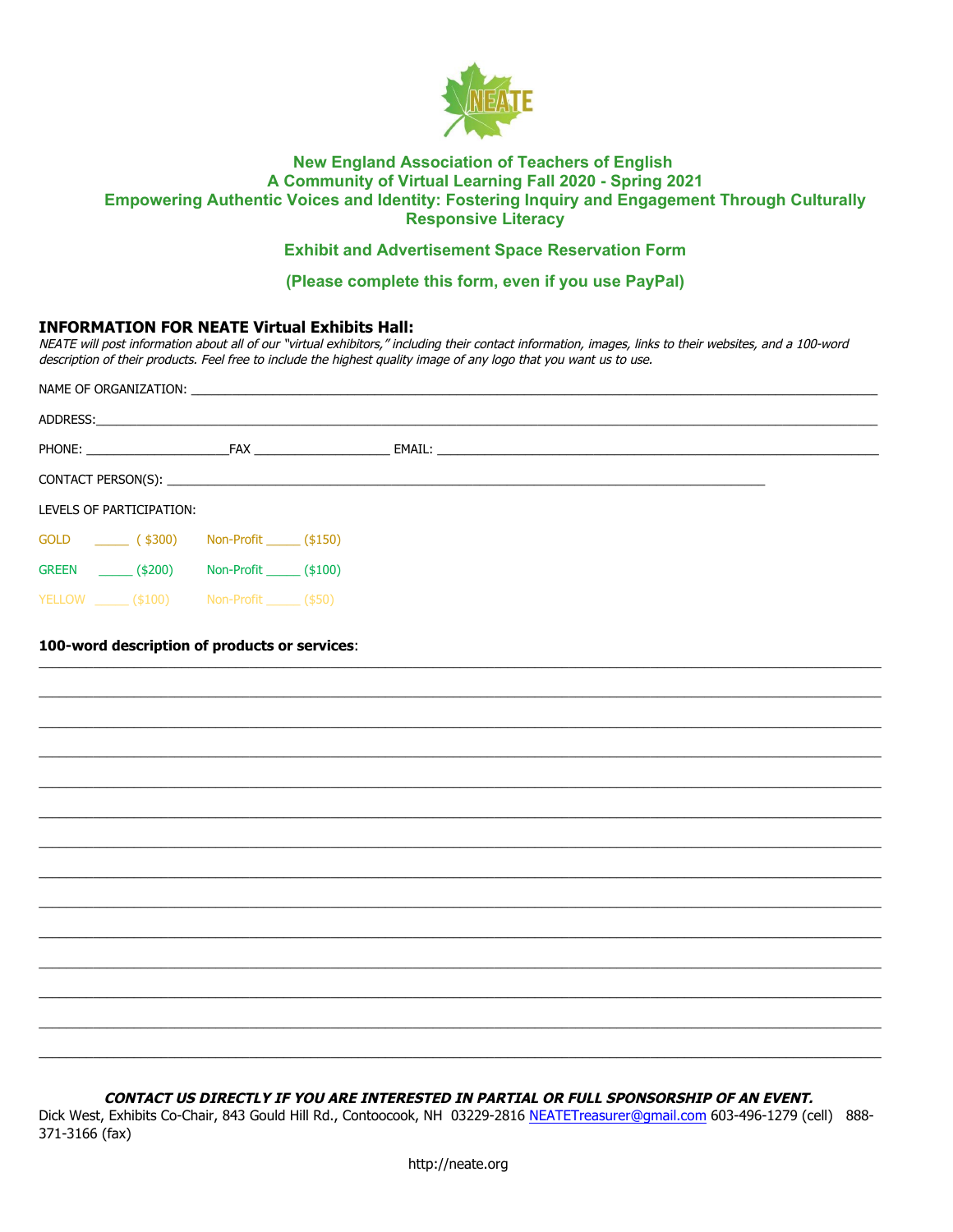**New England Association of Teachers of English**
**A Community of Virtual Learning Fall 2020 - Spring 2021**
**Empowering Authentic Voices and Identity: Fostering Inquiry and Engagement Through Culturally Responsive Literacy**

## Exhibit and Advertisement Space Reservation Form

**(Please complete this form, even if you use PayPal)**

### INFORMATION FOR NEATE Virtual Exhibits Hall:

*NEATE will post information about all of our "virtual exhibitors," including their contact information, images, links to their websites, and a 100-word description of their products. Feel free to include the highest quality image of any logo that you want us to use.*

NAME OF ORGANIZATION: ______________________________________________

ADDRESS:______________________________________________

PHONE: ____________________FAX ___________________ EMAIL: ______________________________

CONTACT PERSON(S): ______________________________________________

LEVELS OF PARTICIPATION:

GOLD _____ ( $300) Non-Profit _____ ($150)

GREEN _____ ($200) Non-Profit _____ ($100)

YELLOW _____ ($100) Non-Profit _____ ($50)

**100-word description of products or services**:

______________________________________________

______________________________________________

______________________________________________

______________________________________________

______________________________________________

______________________________________________

______________________________________________

______________________________________________

______________________________________________

______________________________________________

______________________________________________

______________________________________________

______________________________________________

______________________________________________

***CONTACT US DIRECTLY IF YOU ARE INTERESTED IN PARTIAL OR FULL SPONSORSHIP OF AN EVENT.***

Dick West, Exhibits Co-Chair, 843 Gould Hill Rd., Contoocook, NH 03229-2816 NEATETreasurer@gmail.com 603-496-1279 (cell) 888-371-3166 (fax)

http://neate.org